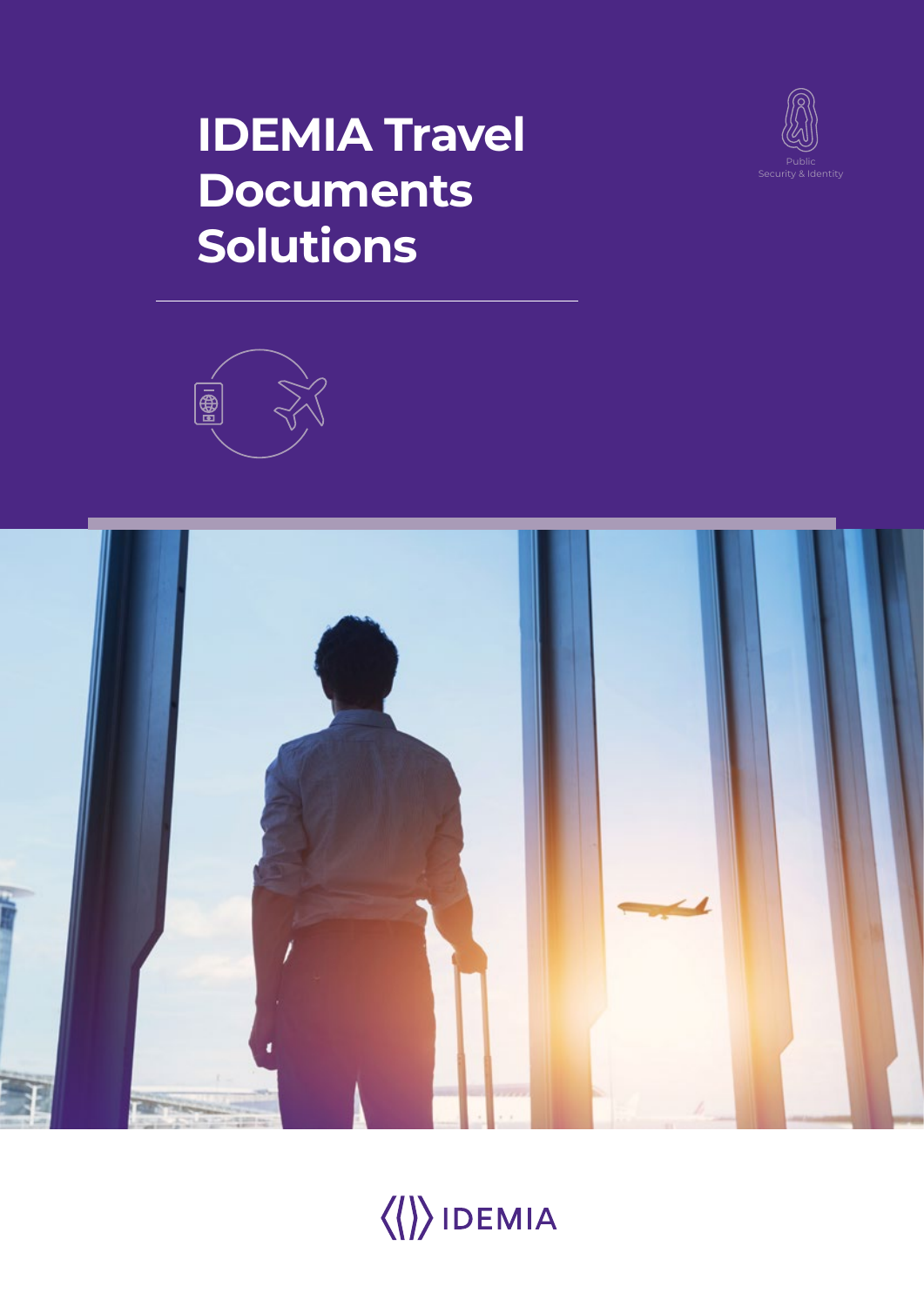# IDEMIA Travel Documents Solutions

Public
Security & Identity

IDEMIA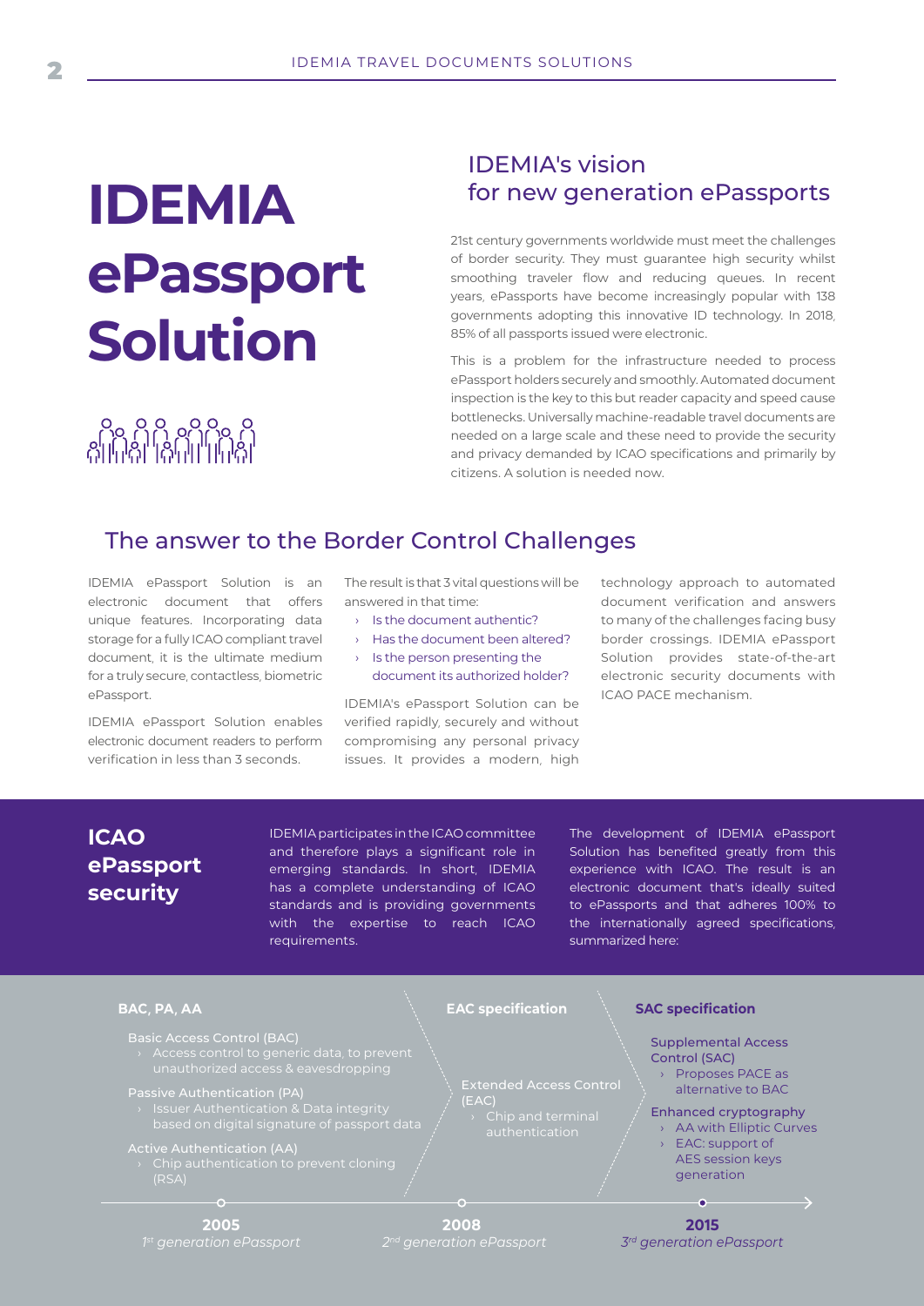# IDEMIA ePassport Solution

## IDEMIA's vision for new generation ePassports

21st century governments worldwide must meet the challenges of border security. They must guarantee high security whilst smoothing traveler flow and reducing queues. In recent years, ePassports have become increasingly popular with 138 governments adopting this innovative ID technology. In 2018, 85% of all passports issued were electronic.

This is a problem for the infrastructure needed to process ePassport holders securely and smoothly. Automated document inspection is the key to this but reader capacity and speed cause bottlenecks. Universally machine-readable travel documents are needed on a large scale and these need to provide the security and privacy demanded by ICAO specifications and primarily by citizens. A solution is needed now.

## The answer to the Border Control Challenges

IDEMIA ePassport Solution is an electronic document that offers unique features. Incorporating data storage for a fully ICAO compliant travel document, it is the ultimate medium for a truly secure, contactless, biometric ePassport.

IDEMIA ePassport Solution enables electronic document readers to perform verification in less than 3 seconds.

The result is that 3 vital questions will be answered in that time:

- Is the document authentic?
- Has the document been altered?
- Is the person presenting the document its authorized holder?

IDEMIA's ePassport Solution can be verified rapidly, securely and without compromising any personal privacy issues. It provides a modern, high technology approach to automated document verification and answers to many of the challenges facing busy border crossings. IDEMIA ePassport Solution provides state-of-the-art electronic security documents with ICAO PACE mechanism.

## ICAO ePassport security

IDEMIA participates in the ICAO committee and therefore plays a significant role in emerging standards. In short, IDEMIA has a complete understanding of ICAO standards and is providing governments with the expertise to reach ICAO requirements.

The development of IDEMIA ePassport Solution has benefited greatly from this experience with ICAO. The result is an electronic document that's ideally suited to ePassports and that adheres 100% to the internationally agreed specifications, summarized here:

### BAC, PA, AA

Basic Access Control (BAC)
- Access control to generic data, to prevent unauthorized access & eavesdropping

Passive Authentication (PA)
- Issuer Authentication & Data integrity based on digital signature of passport data

Active Authentication (AA)
- Chip authentication to prevent cloning (RSA)

**2005** – *1st generation ePassport*

### EAC specification

Extended Access Control (EAC)
- Chip and terminal authentication

**2008** – *2nd generation ePassport*

### SAC specification

Supplemental Access Control (SAC)
- Proposes PACE as alternative to BAC

Enhanced cryptography
- AA with Elliptic Curves
- EAC: support of AES session keys generation

**2015** – *3rd generation ePassport*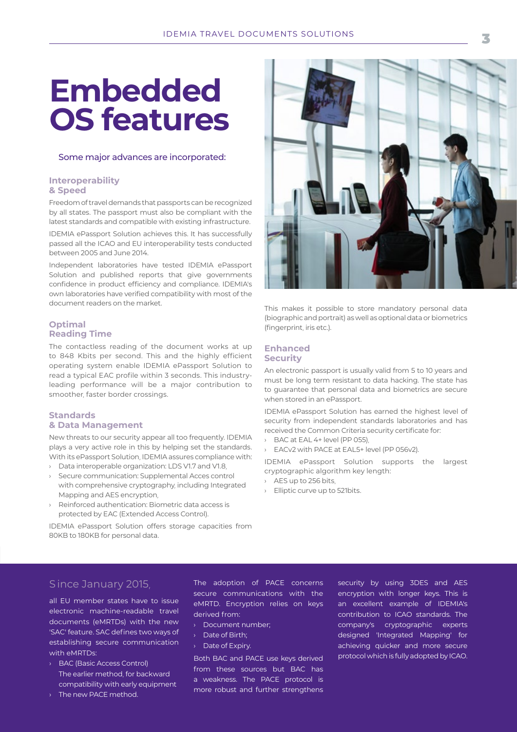# Embedded OS features

Some major advances are incorporated:

### Interoperability & Speed

Freedom of travel demands that passports can be recognized by all states. The passport must also be compliant with the latest standards and compatible with existing infrastructure.

IDEMIA ePassport Solution achieves this. It has successfully passed all the ICAO and EU interoperability tests conducted between 2005 and June 2014.

Independent laboratories have tested IDEMIA ePassport Solution and published reports that give governments confidence in product efficiency and compliance. IDEMIA's own laboratories have verified compatibility with most of the document readers on the market.

### Optimal Reading Time

The contactless reading of the document works at up to 848 Kbits per second. This and the highly efficient operating system enable IDEMIA ePassport Solution to read a typical EAC profile within 3 seconds. This industry-leading performance will be a major contribution to smoother, faster border crossings.

### Standards & Data Management

New threats to our security appear all too frequently. IDEMIA plays a very active role in this by helping set the standards. With its ePassport Solution, IDEMIA assures compliance with:

- Data interoperable organization: LDS V1.7 and V1.8,
- Secure communication: Supplemental Acces control with comprehensive cryptography, including Integrated Mapping and AES encryption,
- Reinforced authentication: Biometric data access is protected by EAC (Extended Access Control).

IDEMIA ePassport Solution offers storage capacities from 80KB to 180KB for personal data.

This makes it possible to store mandatory personal data (biographic and portrait) as well as optional data or biometrics (fingerprint, iris etc.).

### Enhanced Security

An electronic passport is usually valid from 5 to 10 years and must be long term resistant to data hacking. The state has to guarantee that personal data and biometrics are secure when stored in an ePassport.

IDEMIA ePassport Solution has earned the highest level of security from independent standards laboratories and has received the Common Criteria security certificate for:

- BAC at EAL 4+ level (PP 055),
- EACv2 with PACE at EAL5+ level (PP 056v2).

IDEMIA ePassport Solution supports the largest cryptographic algorithm key length:

- AES up to 256 bits,
- Elliptic curve up to 521bits.

## Since January 2015,

all EU member states have to issue electronic machine-readable travel documents (eMRTDs) with the new 'SAC' feature. SAC defines two ways of establishing secure communication with eMRTDs:

- BAC (Basic Access Control) The earlier method, for backward compatibility with early equipment
- The new PACE method.

The adoption of PACE concerns secure communications with the eMRTD. Encryption relies on keys derived from:

- Document number;
- Date of Birth;
- Date of Expiry.

Both BAC and PACE use keys derived from these sources but BAC has a weakness. The PACE protocol is more robust and further strengthens security by using 3DES and AES encryption with longer keys. This is an excellent example of IDEMIA's contribution to ICAO standards. The company's cryptographic experts designed 'Integrated Mapping' for achieving quicker and more secure protocol which is fully adopted by ICAO.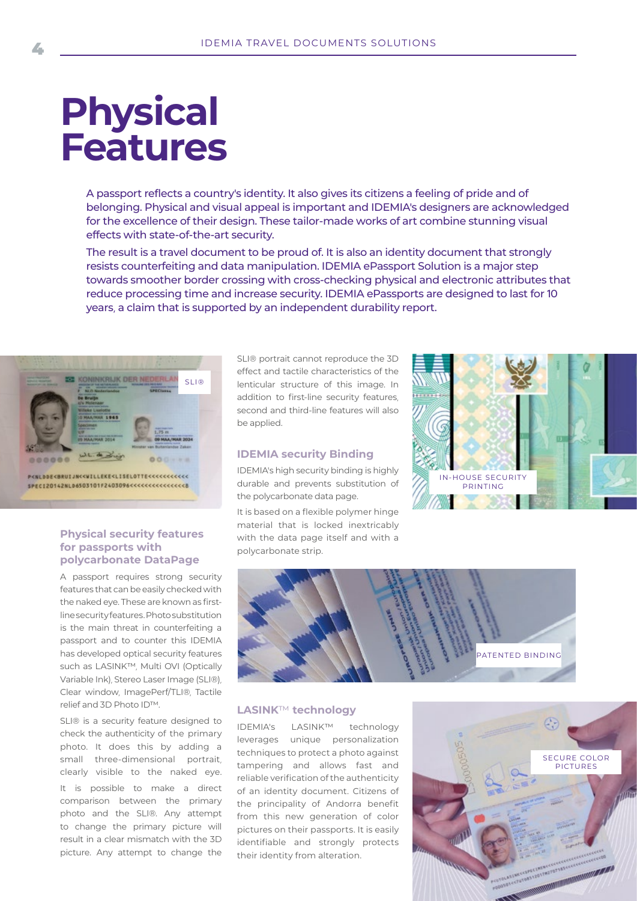# Physical Features

A passport reflects a country's identity. It also gives its citizens a feeling of pride and of belonging. Physical and visual appeal is important and IDEMIA's designers are acknowledged for the excellence of their design. These tailor-made works of art combine stunning visual effects with state-of-the-art security.

The result is a travel document to be proud of. It is also an identity document that strongly resists counterfeiting and data manipulation. IDEMIA ePassport Solution is a major step towards smoother border crossing with cross-checking physical and electronic attributes that reduce processing time and increase security. IDEMIA ePassports are designed to last for 10 years, a claim that is supported by an independent durability report.

SLI®

### Physical security features for passports with polycarbonate DataPage

A passport requires strong security features that can be easily checked with the naked eye. These are known as first-line security features. Photo substitution is the main threat in counterfeiting a passport and to counter this IDEMIA has developed optical security features such as LASINK™, Multi OVI (Optically Variable Ink), Stereo Laser Image (SLI®), Clear window, ImagePerf/TLI®, Tactile relief and 3D Photo ID™.

SLI® is a security feature designed to check the authenticity of the primary photo. It does this by adding a small three-dimensional portrait, clearly visible to the naked eye. It is possible to make a direct comparison between the primary photo and the SLI®. Any attempt to change the primary picture will result in a clear mismatch with the 3D picture. Any attempt to change the SLI® portrait cannot reproduce the 3D effect and tactile characteristics of the lenticular structure of this image. In addition to first-line security features, second and third-line features will also be applied.

### IDEMIA security Binding

IDEMIA's high security binding is highly durable and prevents substitution of the polycarbonate data page.

It is based on a flexible polymer hinge material that is locked inextricably with the data page itself and with a polycarbonate strip.

IN-HOUSE SECURITY PRINTING

PATENTED BINDING

### LASINK™ technology

IDEMIA's LASINK™ technology leverages unique personalization techniques to protect a photo against tampering and allows fast and reliable verification of the authenticity of an identity document. Citizens of the principality of Andorra benefit from this new generation of color pictures on their passports. It is easily identifiable and strongly protects their identity from alteration.

SECURE COLOR PICTURES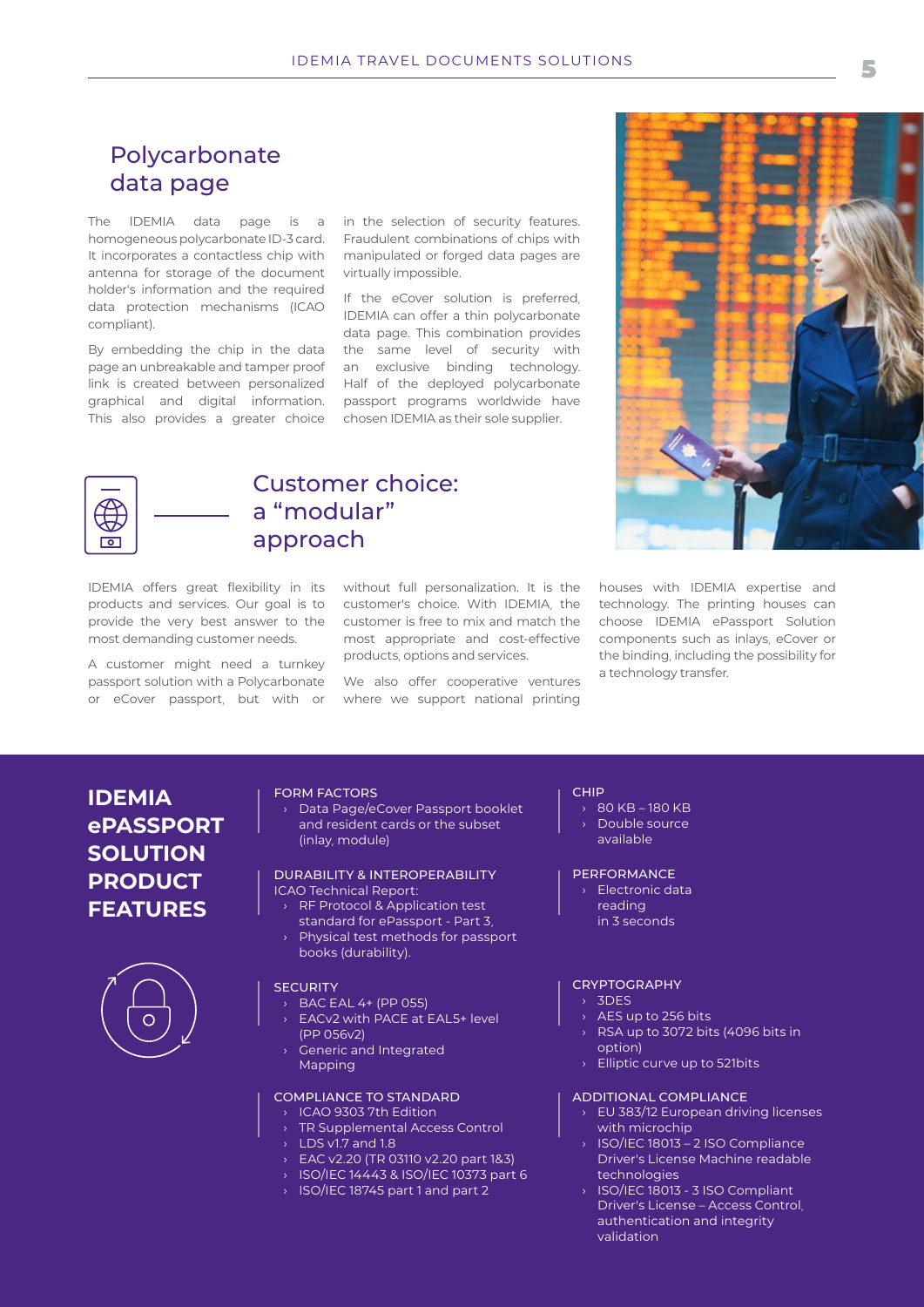## Polycarbonate data page

The IDEMIA data page is a homogeneous polycarbonate ID-3 card. It incorporates a contactless chip with antenna for storage of the document holder's information and the required data protection mechanisms (ICAO compliant).

By embedding the chip in the data page an unbreakable and tamper proof link is created between personalized graphical and digital information. This also provides a greater choice in the selection of security features. Fraudulent combinations of chips with manipulated or forged data pages are virtually impossible.

If the eCover solution is preferred, IDEMIA can offer a thin polycarbonate data page. This combination provides the same level of security with an exclusive binding technology. Half of the deployed polycarbonate passport programs worldwide have chosen IDEMIA as their sole supplier.

## Customer choice: a "modular" approach

IDEMIA offers great flexibility in its products and services. Our goal is to provide the very best answer to the most demanding customer needs.

A customer might need a turnkey passport solution with a Polycarbonate or eCover passport, but with or without full personalization. It is the customer's choice. With IDEMIA, the customer is free to mix and match the most appropriate and cost-effective products, options and services.

We also offer cooperative ventures where we support national printing houses with IDEMIA expertise and technology. The printing houses can choose IDEMIA ePassport Solution components such as inlays, eCover or the binding, including the possibility for a technology transfer.

## IDEMIA ePASSPORT SOLUTION PRODUCT FEATURES

**FORM FACTORS**
- Data Page/eCover Passport booklet and resident cards or the subset (inlay, module)

**DURABILITY & INTEROPERABILITY**
ICAO Technical Report:
- RF Protocol & Application test standard for ePassport - Part 3,
- Physical test methods for passport books (durability).

**SECURITY**
- BAC EAL 4+ (PP 055)
- EACv2 with PACE at EAL5+ level (PP 056v2)
- Generic and Integrated Mapping

**COMPLIANCE TO STANDARD**
- ICAO 9303 7th Edition
- TR Supplemental Access Control
- LDS v1.7 and 1.8
- EAC v2.20 (TR 03110 v2.20 part 1&3)
- ISO/IEC 14443 & ISO/IEC 10373 part 6
- ISO/IEC 18745 part 1 and part 2

**CHIP**
- 80 KB – 180 KB
- Double source available

**PERFORMANCE**
- Electronic data reading in 3 seconds

**CRYPTOGRAPHY**
- 3DES
- AES up to 256 bits
- RSA up to 3072 bits (4096 bits in option)
- Elliptic curve up to 521bits

**ADDITIONAL COMPLIANCE**
- EU 383/12 European driving licenses with microchip
- ISO/IEC 18013 – 2 ISO Compliance Driver's License Machine readable technologies
- ISO/IEC 18013 - 3 ISO Compliant Driver's License – Access Control, authentication and integrity validation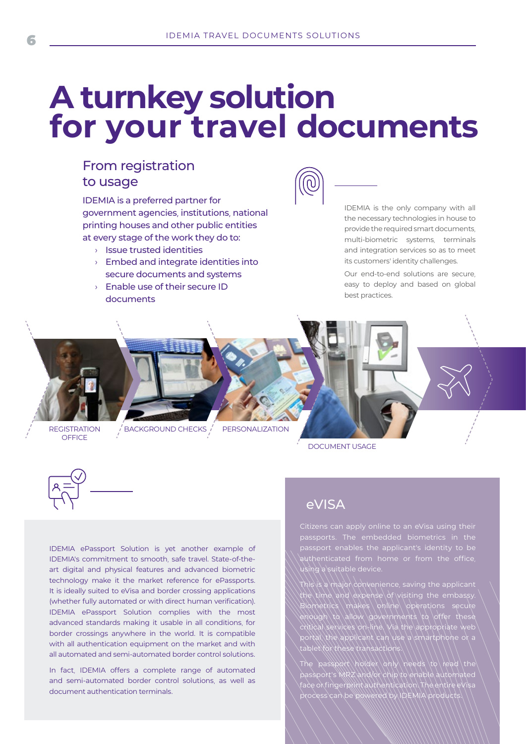# A turnkey solution for your travel documents

## From registration to usage

IDEMIA is a preferred partner for government agencies, institutions, national printing houses and other public entities at every stage of the work they do to:

- Issue trusted identities
- Embed and integrate identities into secure documents and systems
- Enable use of their secure ID documents

IDEMIA is the only company with all the necessary technologies in house to provide the required smart documents, multi-biometric systems, terminals and integration services so as to meet its customers' identity challenges.

Our end-to-end solutions are secure, easy to deploy and based on global best practices.

REGISTRATION OFFICE

BACKGROUND CHECKS

PERSONALIZATION

DOCUMENT USAGE

IDEMIA ePassport Solution is yet another example of IDEMIA's commitment to smooth, safe travel. State-of-the-art digital and physical features and advanced biometric technology make it the market reference for ePassports. It is ideally suited to eVisa and border crossing applications (whether fully automated or with direct human verification). IDEMIA ePassport Solution complies with the most advanced standards making it usable in all conditions, for border crossings anywhere in the world. It is compatible with all authentication equipment on the market and with all automated and semi-automated border control solutions.

In fact, IDEMIA offers a complete range of automated and semi-automated border control solutions, as well as document authentication terminals.

## eVISA

Citizens can apply online to an eVisa using their passports. The embedded biometrics in the passport enables the applicant's identity to be authenticated from home or from the office, using a suitable device.

This is a major convenience, saving the applicant the time and expense of visiting the embassy. Biometrics makes online operations secure enough to allow governments to offer these critical services on-line. Via the appropriate web portal, the applicant can use a smartphone or a tablet for these transactions.

The passport holder only needs to read the passport's MRZ and/or chip to enable automated face or fingerprint authentication. The entire eVisa process can be powered by IDEMIA products.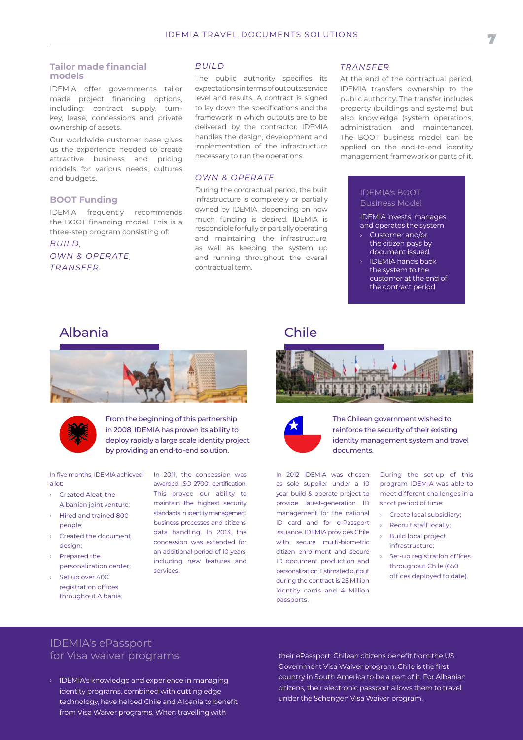## Tailor made financial models

IDEMIA offer governments tailor made project financing options, including: contract supply, turn-key, lease, concessions and private ownership of assets.

Our worldwide customer base gives us the experience needed to create attractive business and pricing models for various needs, cultures and budgets.

## BOOT Funding

IDEMIA frequently recommends the BOOT financing model. This is a three-step program consisting of:

*BUILD,*
*OWN & OPERATE,*
*TRANSFER.*

### *BUILD*

The public authority specifies its expectations in terms of outputs: service level and results. A contract is signed to lay down the specifications and the framework in which outputs are to be delivered by the contractor. IDEMIA handles the design, development and implementation of the infrastructure necessary to run the operations.

### *OWN & OPERATE*

During the contractual period, the built infrastructure is completely or partially owned by IDEMIA, depending on how much funding is desired. IDEMIA is responsible for fully or partially operating and maintaining the infrastructure, as well as keeping the system up and running throughout the overall contractual term.

### *TRANSFER*

At the end of the contractual period, IDEMIA transfers ownership to the public authority. The transfer includes property (buildings and systems) but also knowledge (system operations, administration and maintenance). The BOOT business model can be applied on the end-to-end identity management framework or parts of it.

> **IDEMIA's BOOT Business Model**
>
> IDEMIA invests, manages and operates the system
> - Customer and/or the citizen pays by document issued
> - IDEMIA hands back the system to the customer at the end of the contract period

# Albania

**From the beginning of this partnership in 2008, IDEMIA has proven its ability to deploy rapidly a large scale identity project by providing an end-to-end solution.**

In five months, IDEMIA achieved a lot:

- Created Aleat, the Albanian joint venture;
- Hired and trained 800 people;
- Created the document design;
- Prepared the personalization center;
- Set up over 400 registration offices throughout Albania.

In 2011, the concession was awarded ISO 27001 certification. This proved our ability to maintain the highest security standards in identity management business processes and citizens' data handling. In 2013, the concession was extended for an additional period of 10 years, including new features and services.

# Chile

**The Chilean government wished to reinforce the security of their existing identity management system and travel documents.**

In 2012 IDEMIA was chosen as sole supplier under a 10 year build & operate project to provide latest-generation ID management for the national ID card and for e-Passport issuance. IDEMIA provides Chile with secure multi-biometric citizen enrollment and secure ID document production and personalization. Estimated output during the contract is 25 Million identity cards and 4 Million passports.

During the set-up of this program IDEMIA was able to meet different challenges in a short period of time:

- Create local subsidiary;
- Recruit staff locally;
- Build local project infrastructure;
- Set-up registration offices throughout Chile (650 offices deployed to date).

## IDEMIA's ePassport for Visa waiver programs

- IDEMIA's knowledge and experience in managing identity programs, combined with cutting edge technology, have helped Chile and Albania to benefit from Visa Waiver programs. When travelling with their ePassport, Chilean citizens benefit from the US Government Visa Waiver program. Chile is the first country in South America to be a part of it. For Albanian citizens, their electronic passport allows them to travel under the Schengen Visa Waiver program.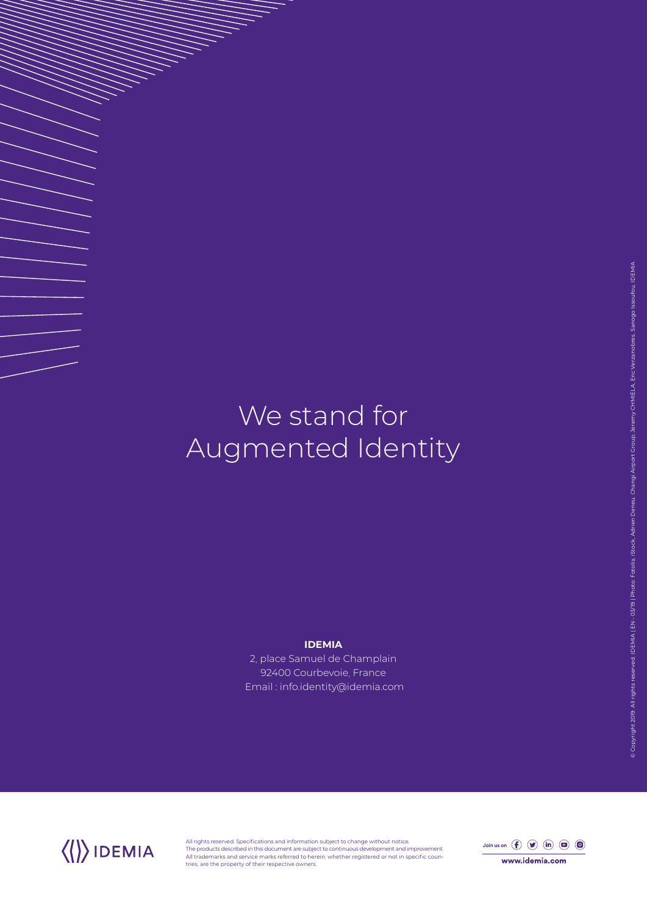# We stand for Augmented Identity

**IDEMIA**

2, place Samuel de Champlain
92400 Courbevoie, France
Email : info.identity@idemia.com

© Copyright 2019 All rights reserved IDEMIA | EN - 03/19 | Photo: Fotolia, iStock, Adrien Daneu, Changi Airport Group, Jeremy CHMIELA, Eric Verzanobres, Sanogo Issoufou, IDEMIA

IDEMIA

All rights reserved. Specifications and information subject to change without notice.
The products described in this document are subject to continuous development and improvement.
All trademarks and service marks referred to herein, whether registered or not in specific countries, are the property of their respective owners.

Join us on

www.idemia.com